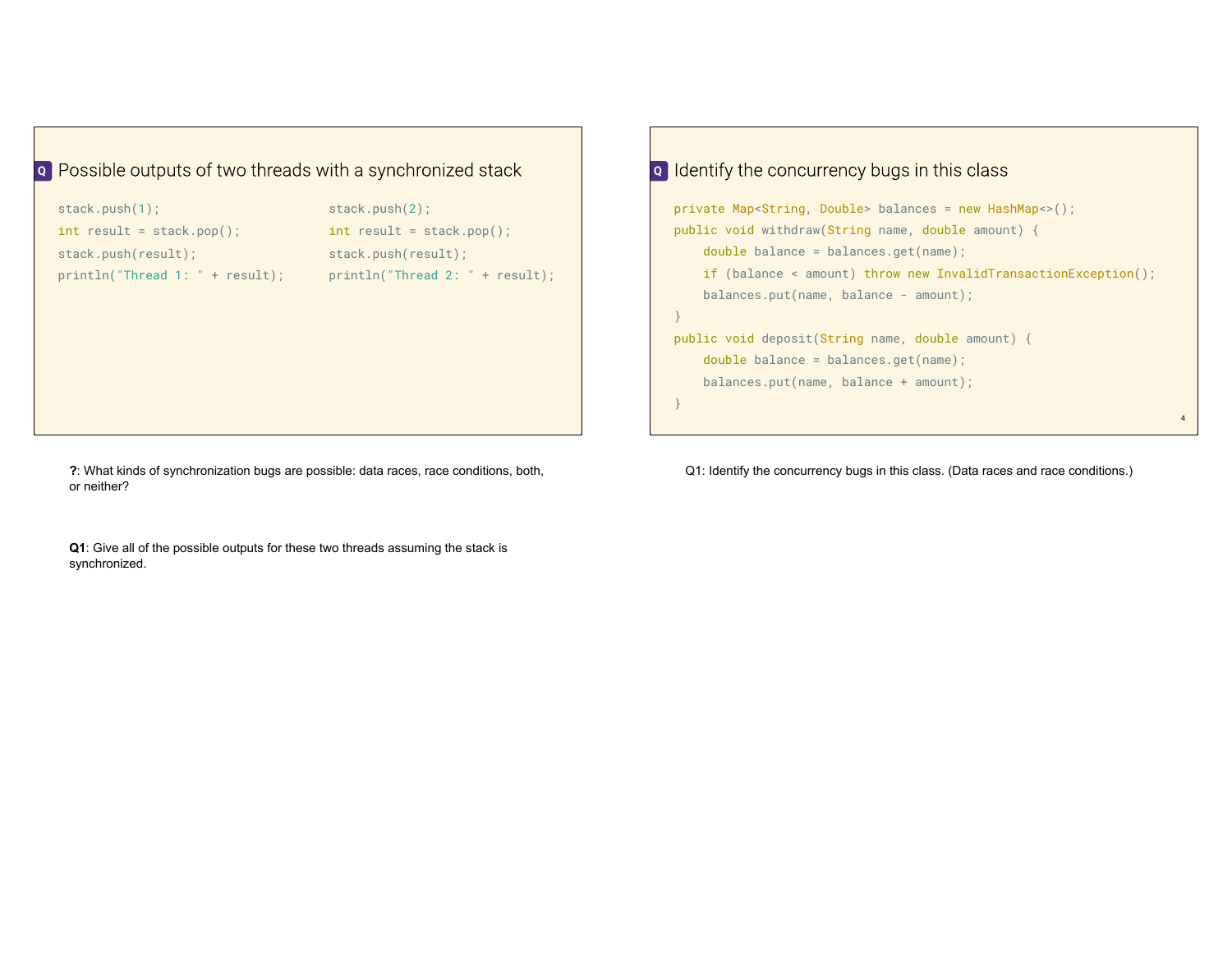## Q Possible outputs of two threads with a synchronized stack

```
stack.push(1);
int result = stack.pop();
stack.push(result);
println("Thread 1: " + result);
```

```
stack.push(2);
int result = stack.pop();
stack.push(result);
println("Thread 2: " + result);
```

**?**: What kinds of synchronization bugs are possible: data races, race conditions, both, or neither?

**Q1**: Give all of the possible outputs for these two threads assuming the stack is synchronized.

## Q Identify the concurrency bugs in this class

```
private Map<String, Double> balances = new HashMap<>();
public void withdraw(String name, double amount) {
    double balance = balances.get(name);
    if (balance < amount) throw new InvalidTransactionException();
    balances.put(name, balance - amount);
}
public void deposit(String name, double amount) {
    double balance = balances.get(name);
    balances.put(name, balance + amount);
}
```

Q1: Identify the concurrency bugs in this class. (Data races and race conditions.)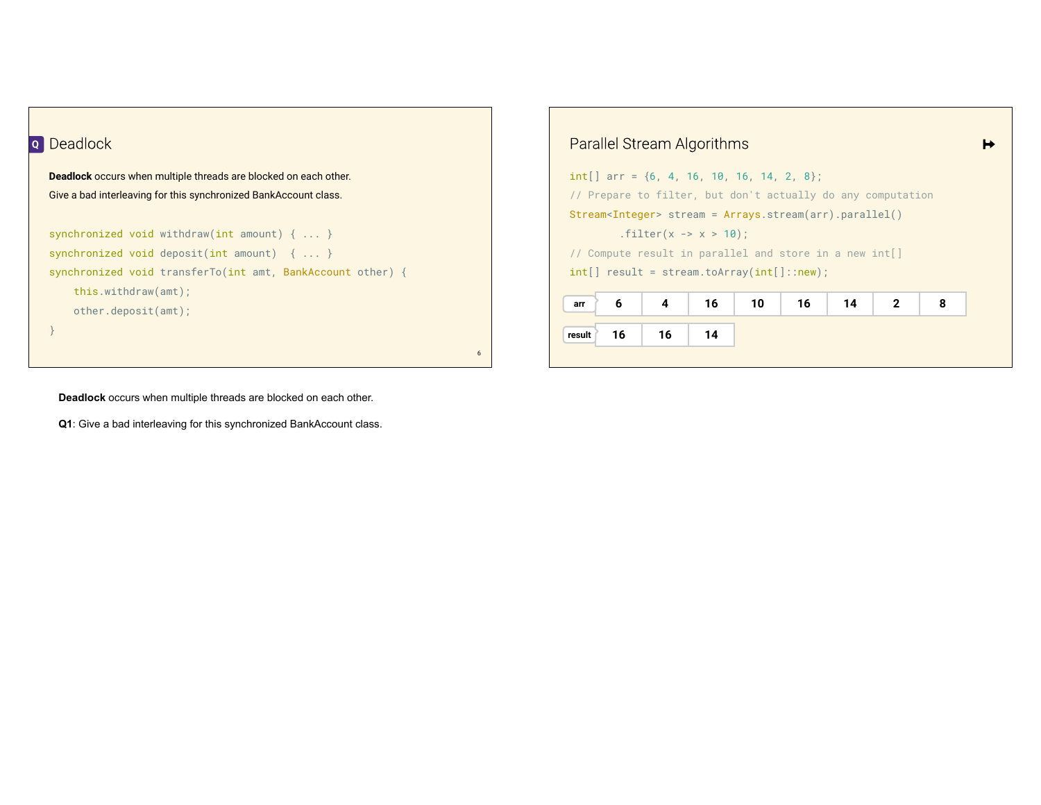## Deadlock

**Deadlock** occurs when multiple threads are blocked on each other.

Give a bad interleaving for this synchronized BankAccount class.

```
synchronized void withdraw(int amount) { ... }
synchronized void deposit(int amount)  { ... }
synchronized void transferTo(int amt, BankAccount other) {
    this.withdraw(amt);
    other.deposit(amt);
}
```

## Parallel Stream Algorithms

```
int[] arr = {6, 4, 16, 10, 16, 14, 2, 8};
// Prepare to filter, but don't actually do any computation
Stream<Integer> stream = Arrays.stream(arr).parallel()
        .filter(x -> x > 10);
// Compute result in parallel and store in a new int[]
int[] result = stream.toArray(int[]::new);
```

| | | | | | | | | |
|---|---|---|---|---|---|---|---|---|
| arr | 6 | 4 | 16 | 10 | 16 | 14 | 2 | 8 |
| result | 16 | 16 | 14 | | | | | |

**Deadlock** occurs when multiple threads are blocked on each other.

**Q1**: Give a bad interleaving for this synchronized BankAccount class.